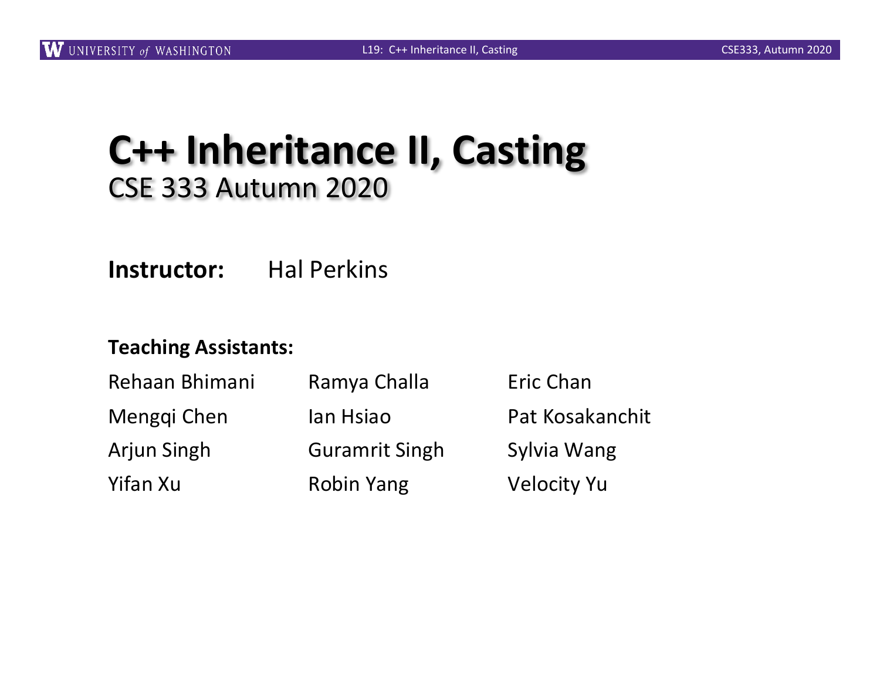# C++ Inheritance II, Casting

## CSE 333 Autumn 2020

**Instructor:** Hal Perkins

**Teaching Assistants:**

| | | |
|---|---|---|
| Rehaan Bhimani | Ramya Challa | Eric Chan |
| Mengqi Chen | Ian Hsiao | Pat Kosakanchit |
| Arjun Singh | Guramrit Singh | Sylvia Wang |
| Yifan Xu | Robin Yang | Velocity Yu |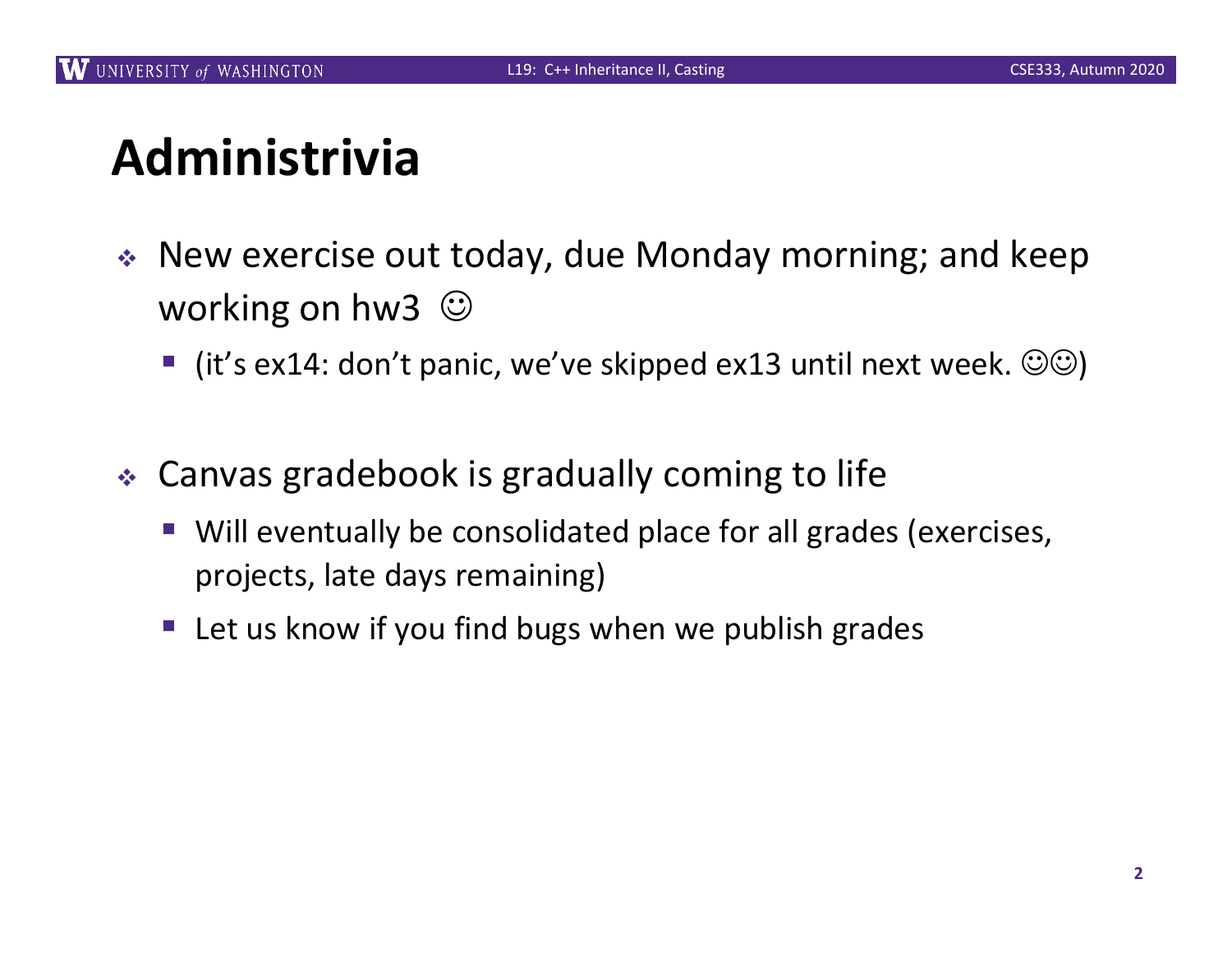# Administrivia

- New exercise out today, due Monday morning; and keep working on hw3 ☺
  - (it's ex14: don't panic, we've skipped ex13 until next week. ☺☺)

- Canvas gradebook is gradually coming to life
  - Will eventually be consolidated place for all grades (exercises, projects, late days remaining)
  - Let us know if you find bugs when we publish grades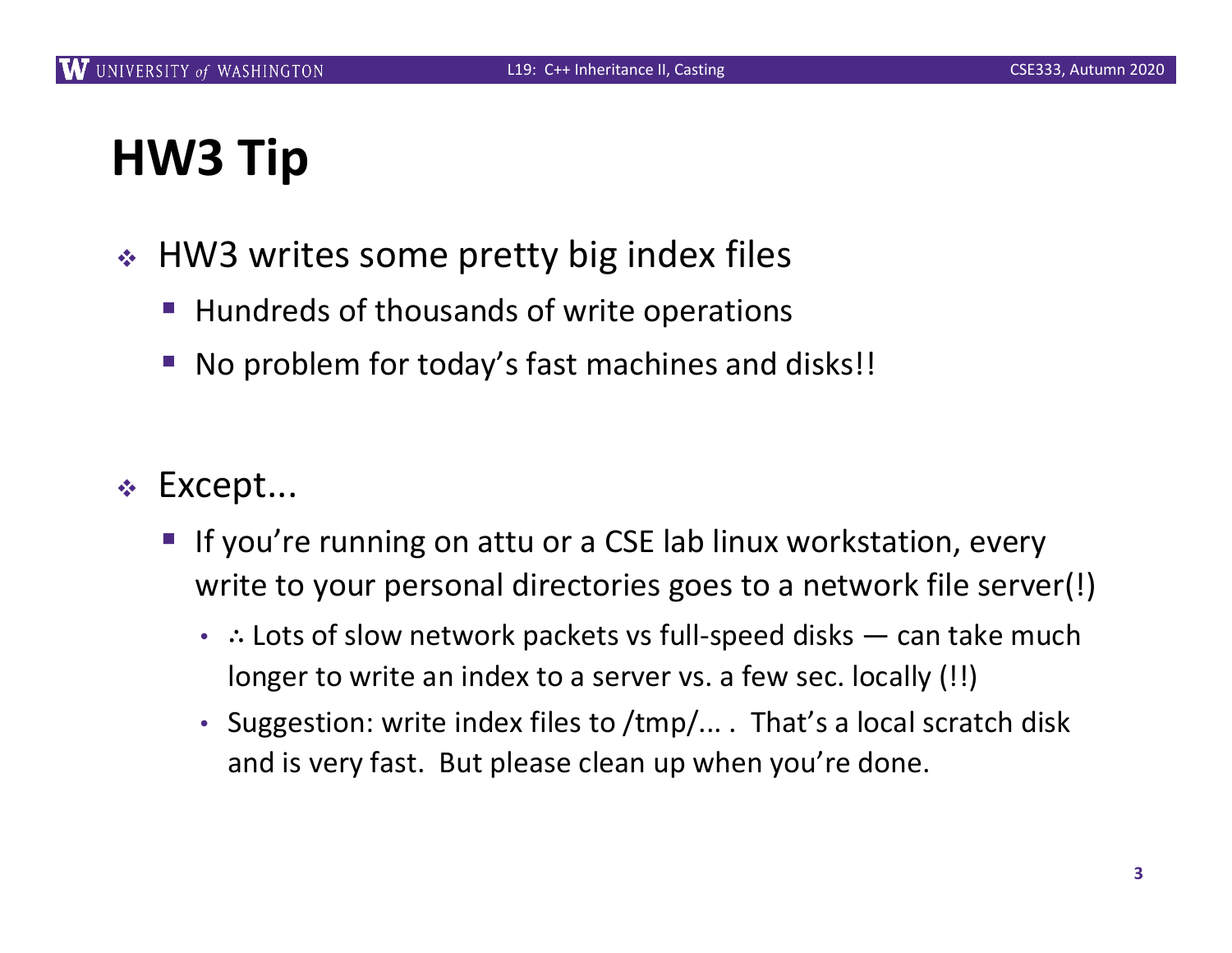# HW3 Tip

- HW3 writes some pretty big index files
  - Hundreds of thousands of write operations
  - No problem for today's fast machines and disks!!

- Except...
  - If you're running on attu or a CSE lab linux workstation, every write to your personal directories goes to a network file server(!)
    - ∴ Lots of slow network packets vs full-speed disks — can take much longer to write an index to a server vs. a few sec. locally (!!)
    - Suggestion: write index files to /tmp/... . That's a local scratch disk and is very fast. But please clean up when you're done.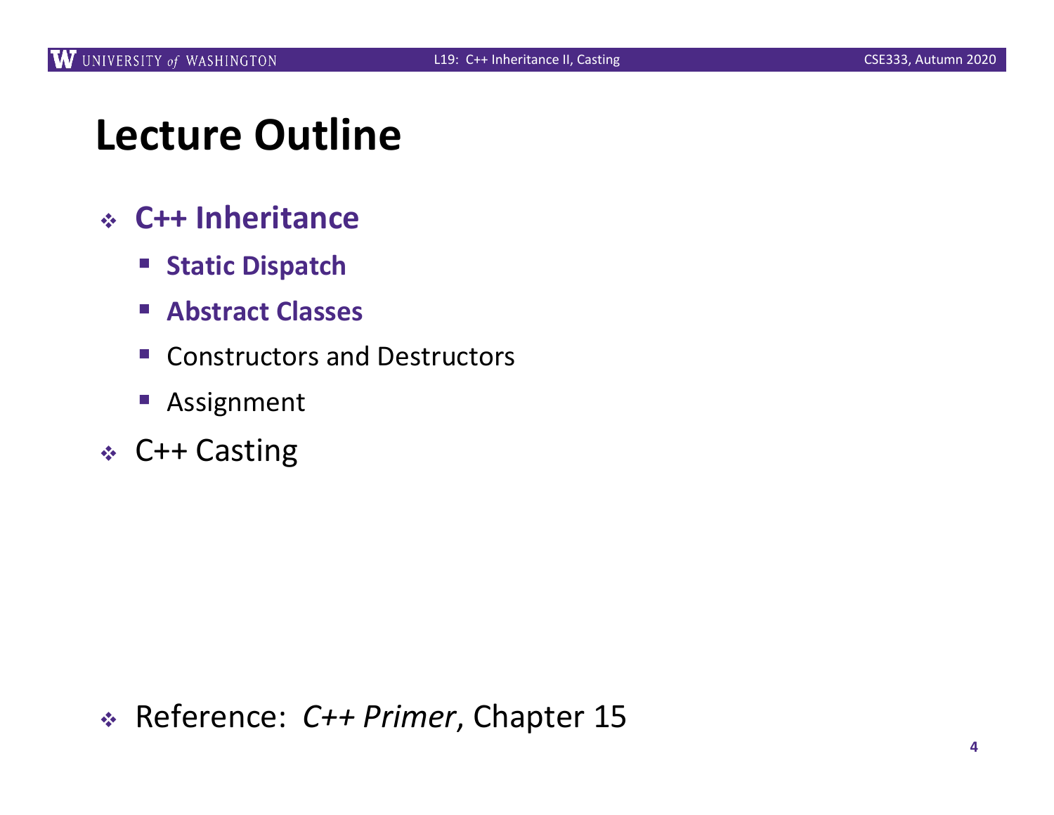# Lecture Outline

- **C++ Inheritance**
  - **Static Dispatch**
  - **Abstract Classes**
  - Constructors and Destructors
  - Assignment
- C++ Casting

- Reference: *C++ Primer*, Chapter 15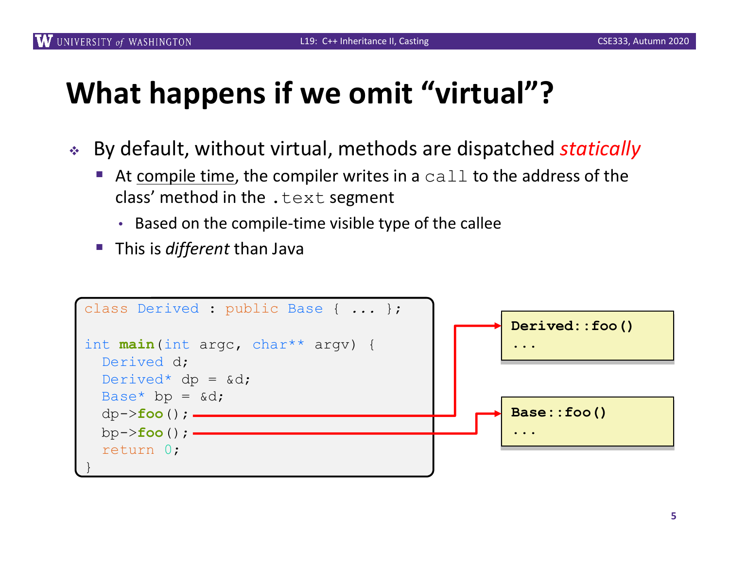# What happens if we omit "virtual"?

- By default, without virtual, methods are dispatched *statically*
  - At compile time, the compiler writes in a `call` to the address of the class' method in the `.text` segment
    - Based on the compile-time visible type of the callee
  - This is *different* than Java

```
class Derived : public Base { ... };

int main(int argc, char** argv) {
  Derived d;
  Derived* dp = &d;
  Base* bp = &d;
  dp->foo();
  bp->foo();
  return 0;
}
```

```
Derived::foo()
...
```

```
Base::foo()
...
```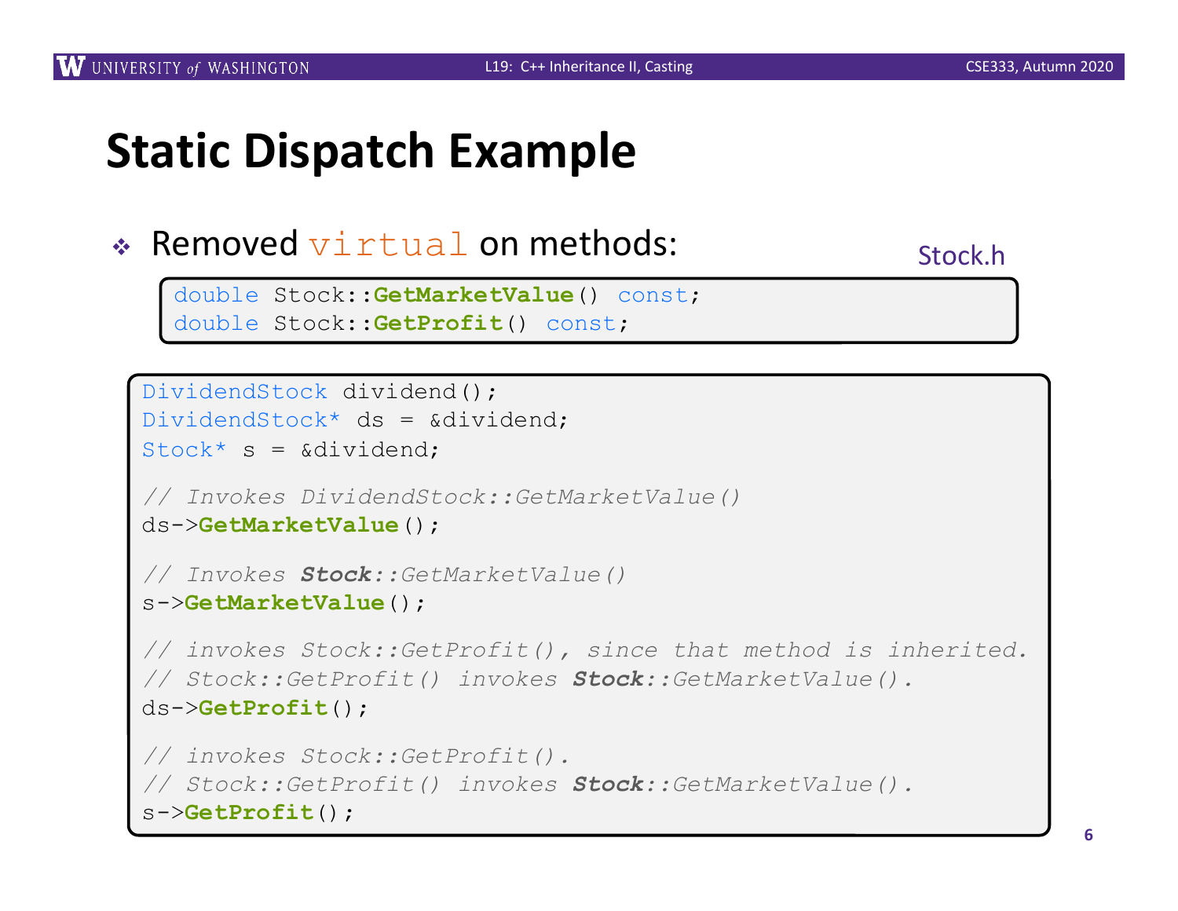# Static Dispatch Example

- Removed `virtual` on methods:

Stock.h

```
double Stock::GetMarketValue() const;
double Stock::GetProfit() const;
```

```
DividendStock dividend();
DividendStock* ds = &dividend;
Stock* s = &dividend;

// Invokes DividendStock::GetMarketValue()
ds->GetMarketValue();

// Invokes Stock::GetMarketValue()
s->GetMarketValue();

// invokes Stock::GetProfit(), since that method is inherited.
// Stock::GetProfit() invokes Stock::GetMarketValue().
ds->GetProfit();

// invokes Stock::GetProfit().
// Stock::GetProfit() invokes Stock::GetMarketValue().
s->GetProfit();
```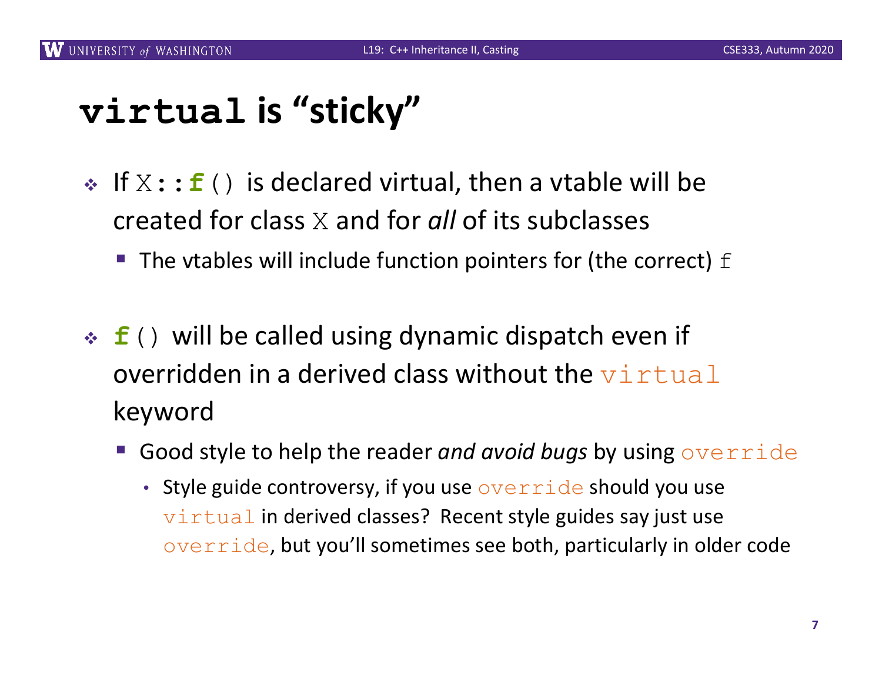# `virtual` is "sticky"

- If `X::f()` is declared virtual, then a vtable will be created for class `X` and for *all* of its subclasses
  - The vtables will include function pointers for (the correct) `f`
- `f()` will be called using dynamic dispatch even if overridden in a derived class without the `virtual` keyword
  - Good style to help the reader *and avoid bugs* by using `override`
    - Style guide controversy, if you use `override` should you use `virtual` in derived classes? Recent style guides say just use `override`, but you'll sometimes see both, particularly in older code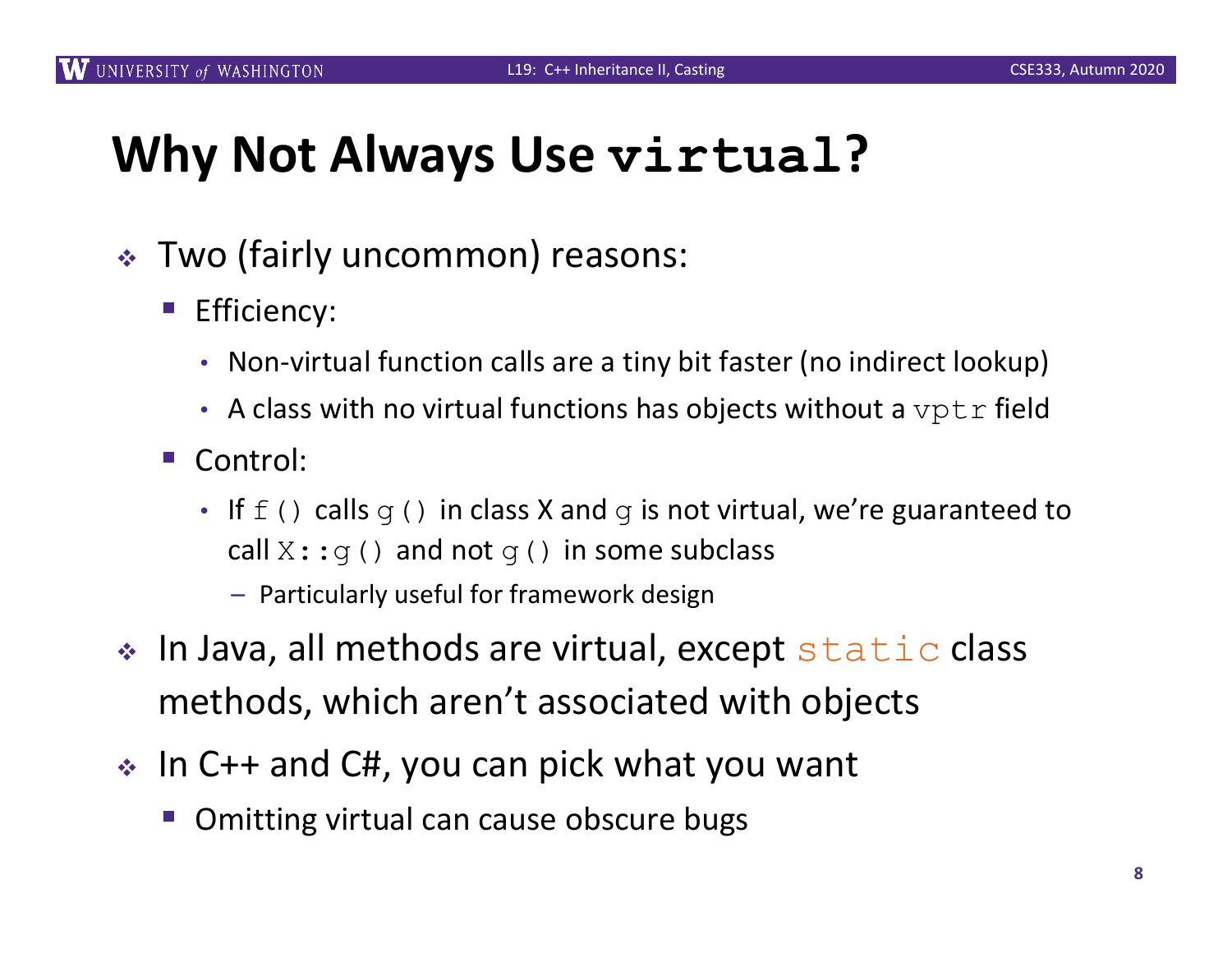# Why Not Always Use `virtual`?

- Two (fairly uncommon) reasons:
  - Efficiency:
    - Non-virtual function calls are a tiny bit faster (no indirect lookup)
    - A class with no virtual functions has objects without a `vptr` field
  - Control:
    - If `f()` calls `g()` in class X and `g` is not virtual, we're guaranteed to call `X::g()` and not `g()` in some subclass
      - Particularly useful for framework design
- In Java, all methods are virtual, except `static` class methods, which aren't associated with objects
- In C++ and C#, you can pick what you want
  - Omitting virtual can cause obscure bugs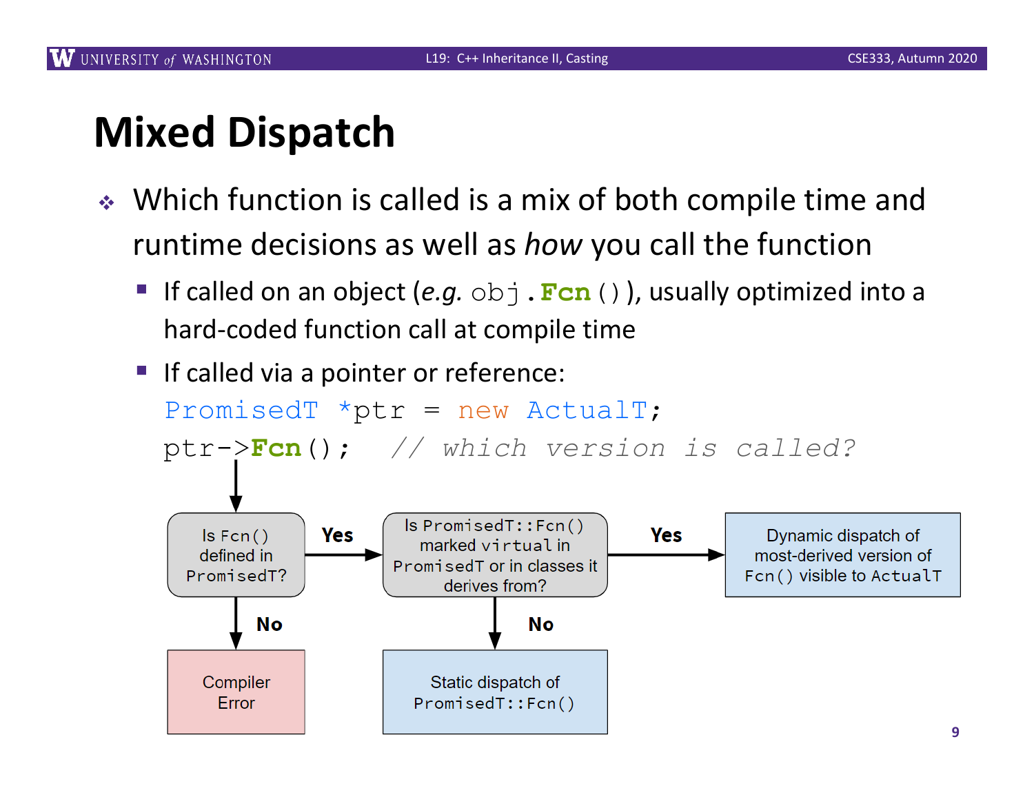# Mixed Dispatch

- Which function is called is a mix of both compile time and runtime decisions as well as *how* you call the function
  - If called on an object (*e.g.* `obj.Fcn()`), usually optimized into a hard-coded function call at compile time
  - If called via a pointer or reference:

```
PromisedT *ptr = new ActualT;
ptr->Fcn();   // which version is called?
```

Is `Fcn()` defined in `PromisedT`?

- **No** → Compiler Error
- **Yes** → Is `PromisedT::Fcn()` marked `virtual` in `PromisedT` or in classes it derives from?
  - **No** → Static dispatch of `PromisedT::Fcn()`
  - **Yes** → Dynamic dispatch of most-derived version of `Fcn()` visible to `ActualT`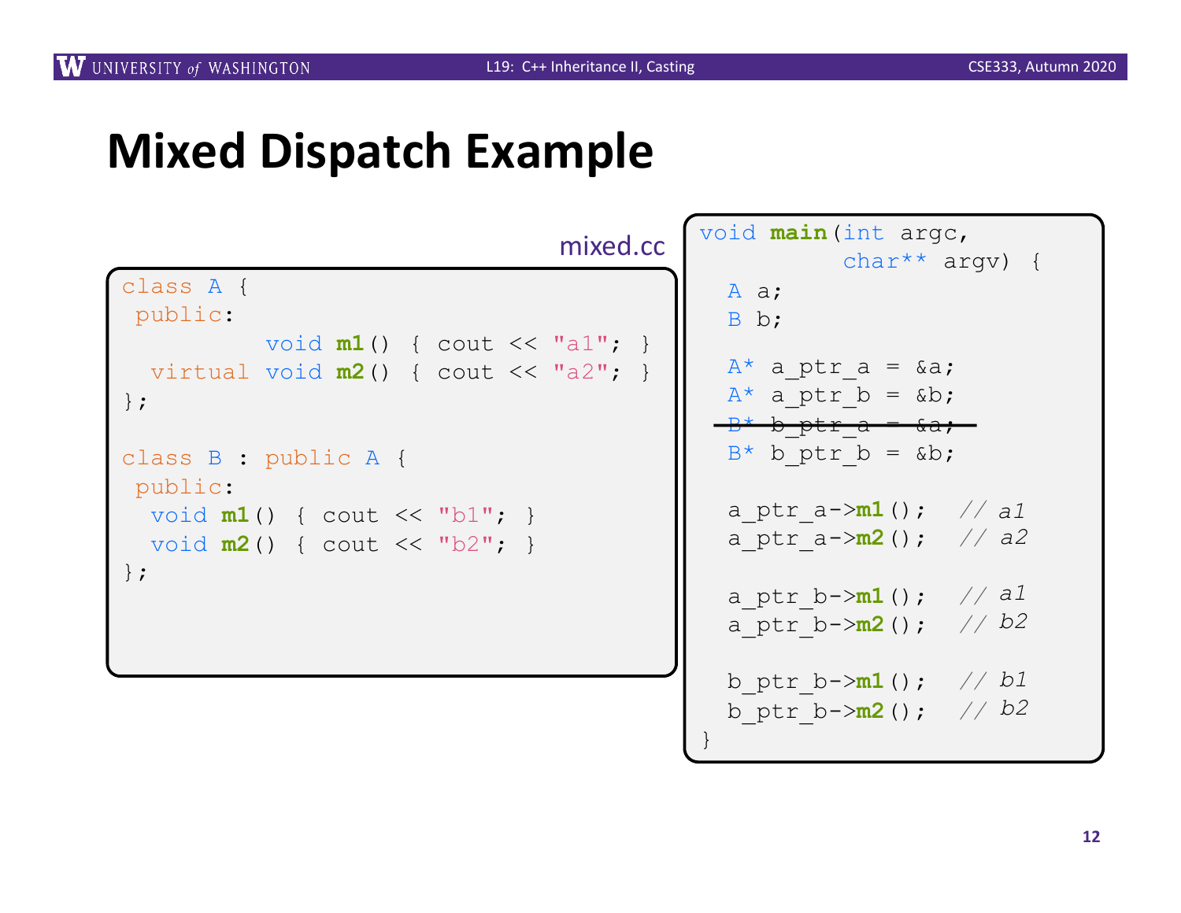# Mixed Dispatch Example

mixed.cc

```
class A {
 public:
          void m1() { cout << "a1"; }
  virtual void m2() { cout << "a2"; }
};

class B : public A {
 public:
  void m1() { cout << "b1"; }
  void m2() { cout << "b2"; }
};
```

```
void main(int argc,
          char** argv) {
  A a;
  B b;

  A* a_ptr_a = &a;
  A* a_ptr_b = &b;
  B* b_ptr_a = &a;   (struck out)
  B* b_ptr_b = &b;

  a_ptr_a->m1();  // a1
  a_ptr_a->m2();  // a2

  a_ptr_b->m1();  // a1
  a_ptr_b->m2();  // b2

  b_ptr_b->m1();  // b1
  b_ptr_b->m2();  // b2
}
```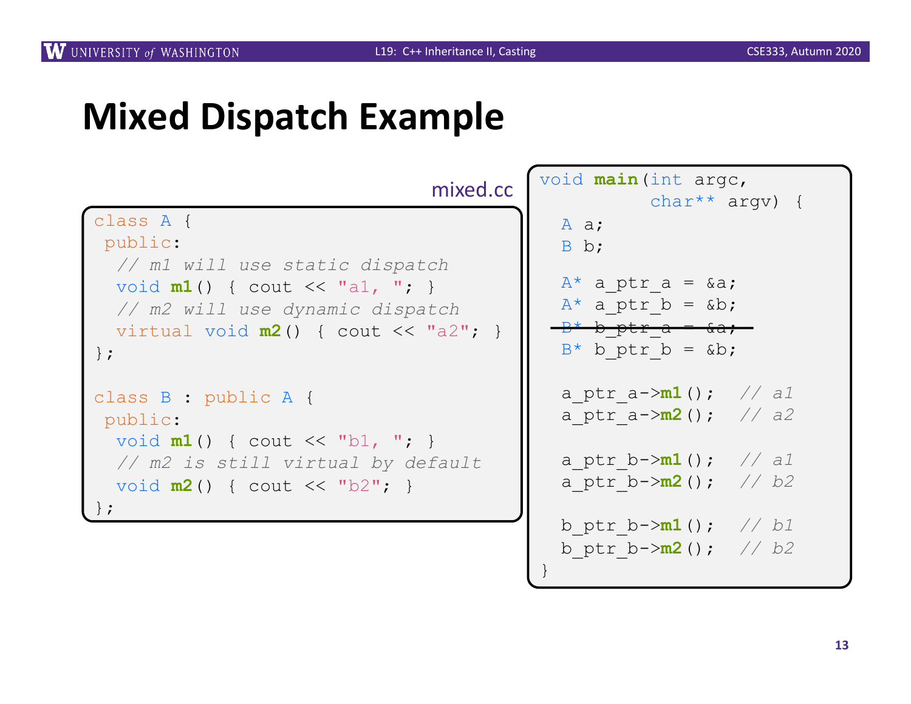# Mixed Dispatch Example

mixed.cc

```cpp
class A {
 public:
  // m1 will use static dispatch
  void m1() { cout << "a1, "; }
  // m2 will use dynamic dispatch
  virtual void m2() { cout << "a2"; }
};

class B : public A {
 public:
  void m1() { cout << "b1, "; }
  // m2 is still virtual by default
  void m2() { cout << "b2"; }
};
```

```cpp
void main(int argc,
          char** argv) {
  A a;
  B b;

  A* a_ptr_a = &a;
  A* a_ptr_b = &b;
  B* b_ptr_a = &a;
  B* b_ptr_b = &b;

  a_ptr_a->m1();  // a1
  a_ptr_a->m2();  // a2

  a_ptr_b->m1();  // a1
  a_ptr_b->m2();  // b2

  b_ptr_b->m1();  // b1
  b_ptr_b->m2();  // b2
}
```

(The line `B* b_ptr_a = &a;` is struck through.)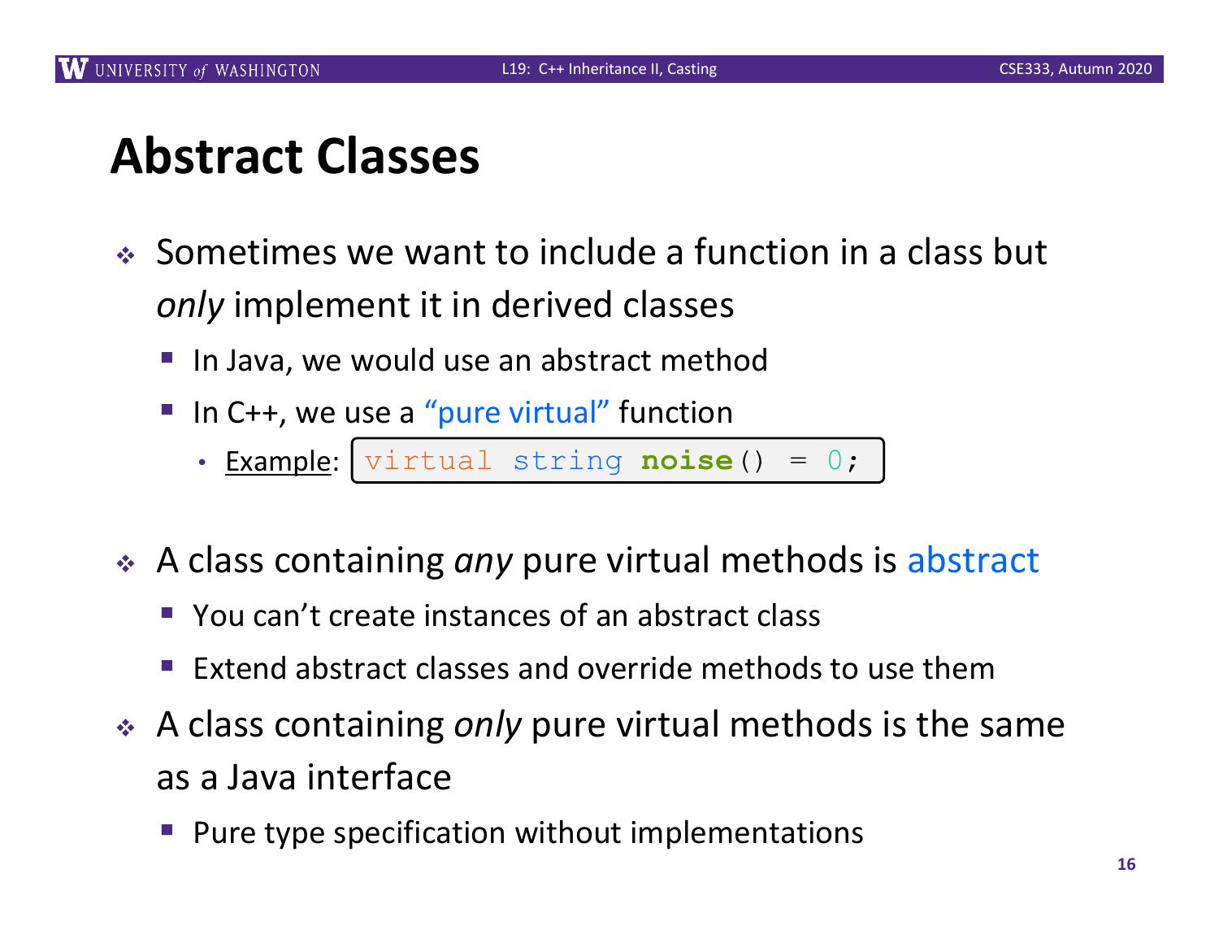# Abstract Classes

- Sometimes we want to include a function in a class but *only* implement it in derived classes
  - In Java, we would use an abstract method
  - In C++, we use a "pure virtual" function
    - Example: `virtual string noise() = 0;`
- A class containing *any* pure virtual methods is abstract
  - You can't create instances of an abstract class
  - Extend abstract classes and override methods to use them
- A class containing *only* pure virtual methods is the same as a Java interface
  - Pure type specification without implementations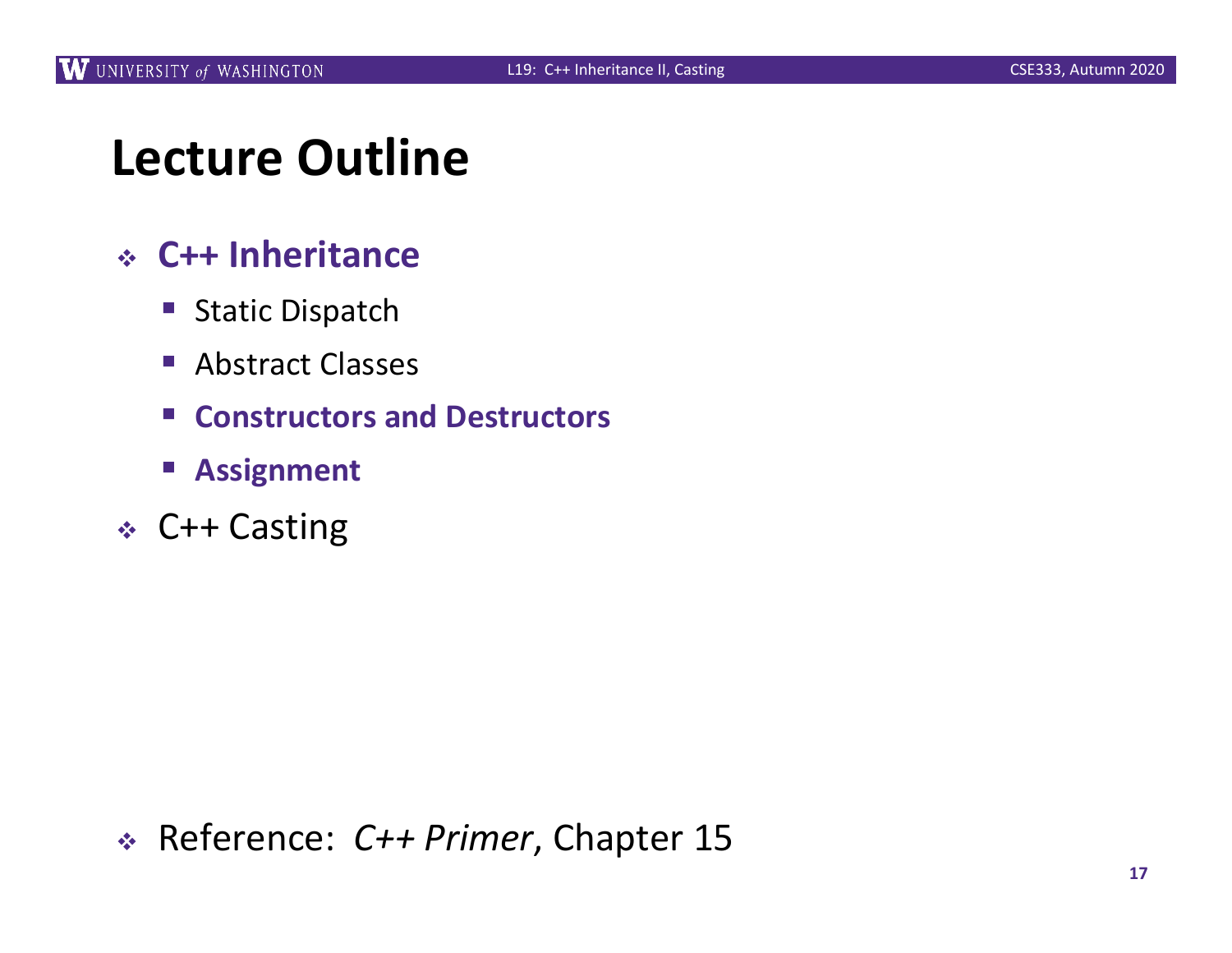# Lecture Outline

- **C++ Inheritance**
  - Static Dispatch
  - Abstract Classes
  - **Constructors and Destructors**
  - **Assignment**
- C++ Casting

- Reference: *C++ Primer*, Chapter 15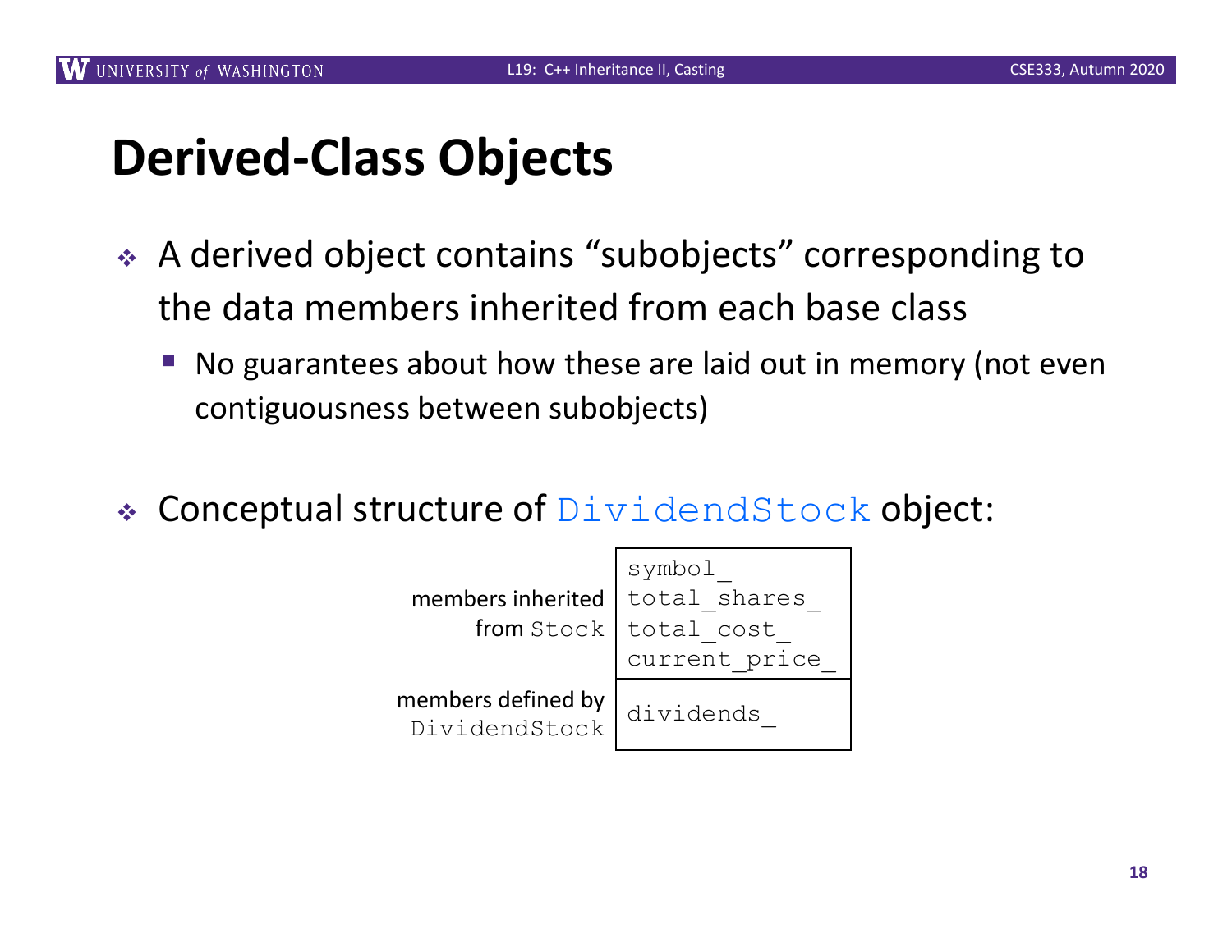# Derived-Class Objects

- A derived object contains "subobjects" corresponding to the data members inherited from each base class
  - No guarantees about how these are laid out in memory (not even contiguousness between subobjects)

- Conceptual structure of `DividendStock` object:

| | |
|---|---|
| members inherited from `Stock` | `symbol_`<br>`total_shares_`<br>`total_cost_`<br>`current_price_` |
| members defined by `DividendStock` | `dividends_` |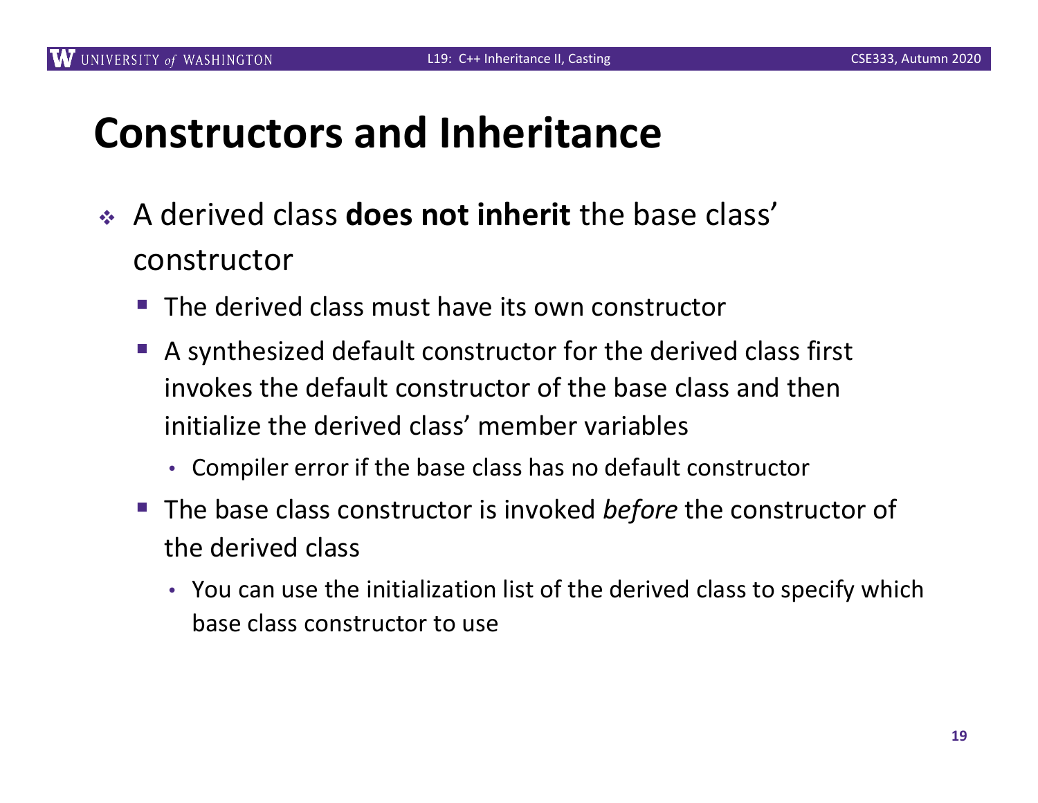# Constructors and Inheritance

- A derived class **does not inherit** the base class' constructor
  - The derived class must have its own constructor
  - A synthesized default constructor for the derived class first invokes the default constructor of the base class and then initialize the derived class' member variables
    - Compiler error if the base class has no default constructor
  - The base class constructor is invoked *before* the constructor of the derived class
    - You can use the initialization list of the derived class to specify which base class constructor to use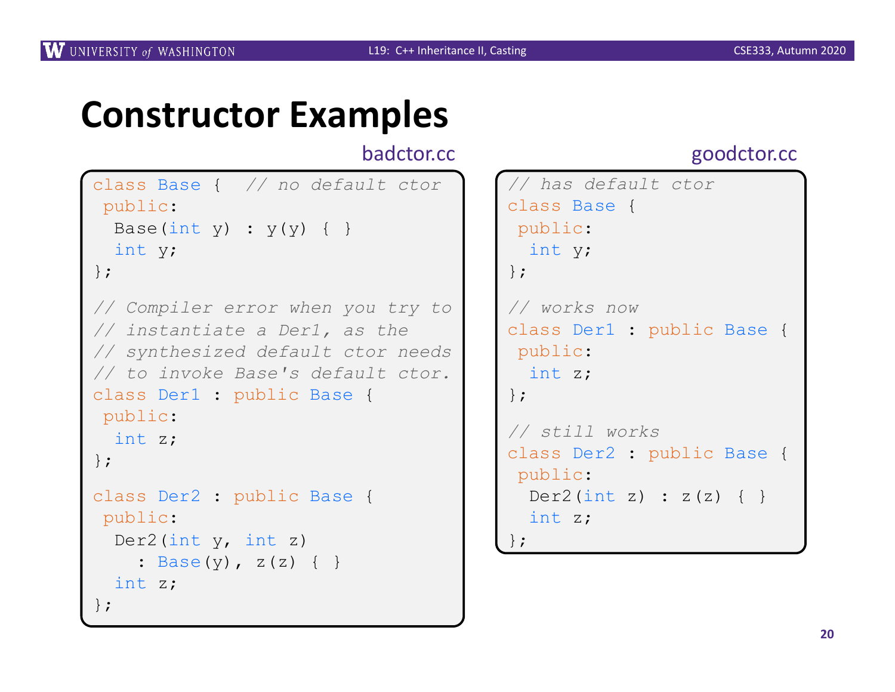# Constructor Examples

badctor.cc

```cpp
class Base {  // no default ctor
 public:
  Base(int y) : y(y) { }
  int y;
};

// Compiler error when you try to
// instantiate a Der1, as the
// synthesized default ctor needs
// to invoke Base's default ctor.
class Der1 : public Base {
 public:
  int z;
};

class Der2 : public Base {
 public:
  Der2(int y, int z)
    : Base(y), z(z) { }
  int z;
};
```

goodctor.cc

```cpp
// has default ctor
class Base {
 public:
  int y;
};

// works now
class Der1 : public Base {
 public:
  int z;
};

// still works
class Der2 : public Base {
 public:
  Der2(int z) : z(z) { }
  int z;
};
```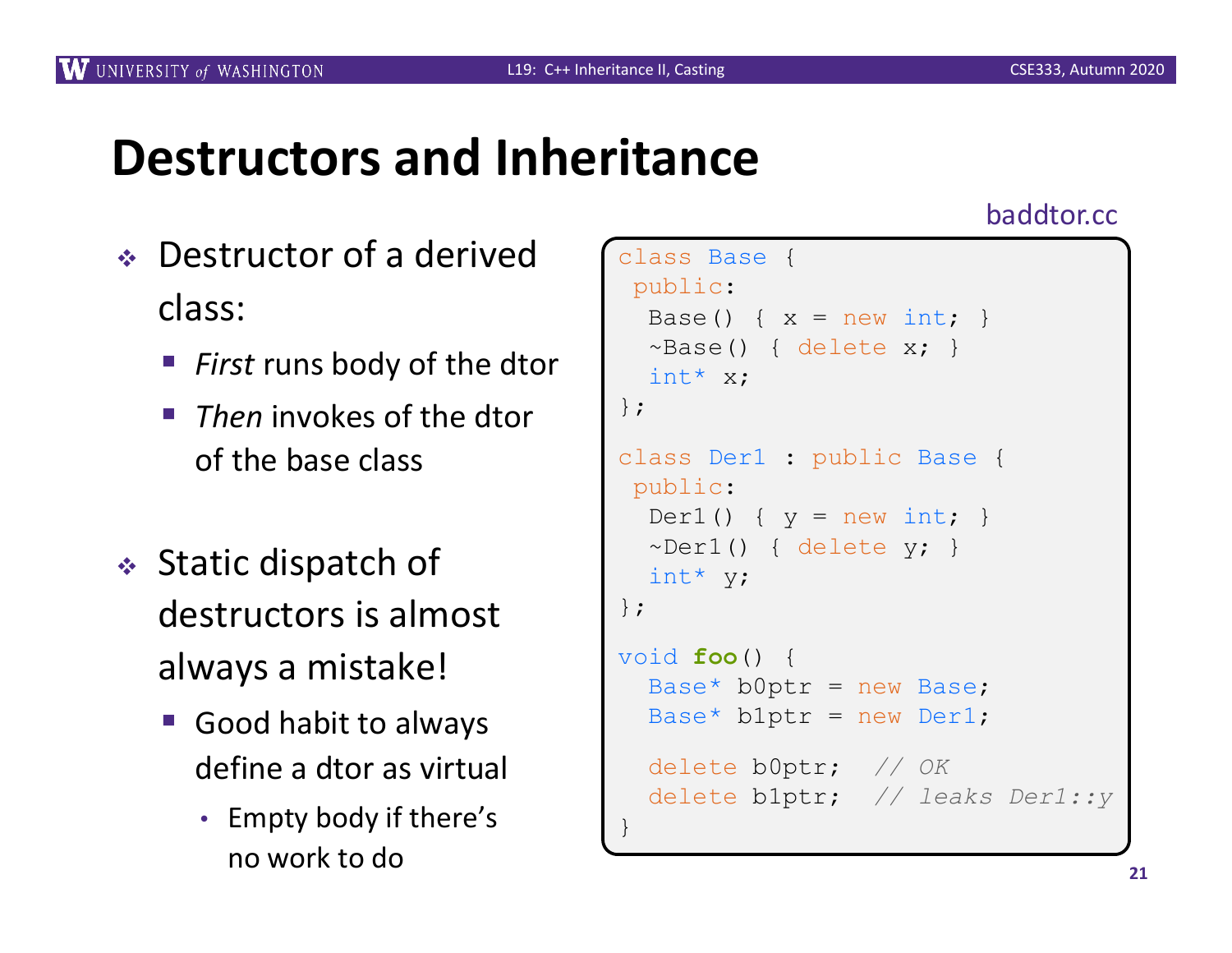# Destructors and Inheritance

- Destructor of a derived class:
  - *First* runs body of the dtor
  - *Then* invokes of the dtor of the base class
- Static dispatch of destructors is almost always a mistake!
  - Good habit to always define a dtor as virtual
    - Empty body if there's no work to do

baddtor.cc

```
class Base {
 public:
  Base() { x = new int; }
  ~Base() { delete x; }
  int* x;
};

class Der1 : public Base {
 public:
  Der1() { y = new int; }
  ~Der1() { delete y; }
  int* y;
};

void foo() {
  Base* b0ptr = new Base;
  Base* b1ptr = new Der1;

  delete b0ptr;  // OK
  delete b1ptr;  // leaks Der1::y
}
```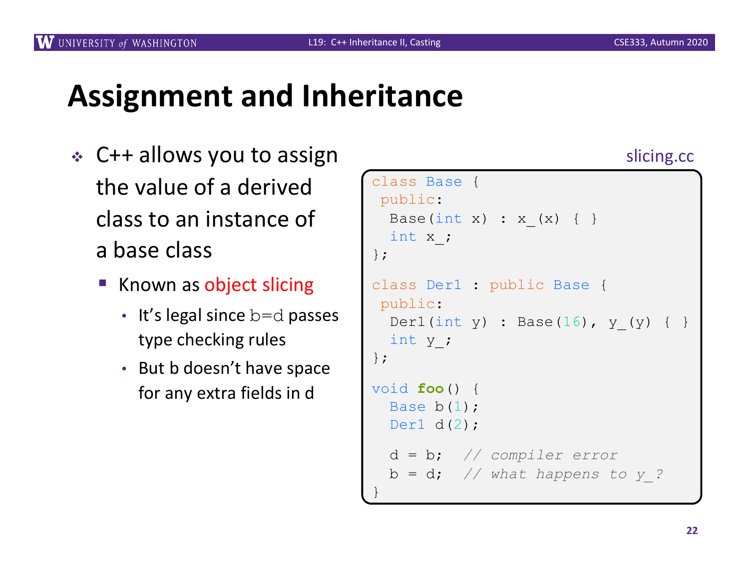# Assignment and Inheritance

- C++ allows you to assign the value of a derived class to an instance of a base class
  - Known as object slicing
    - It's legal since b=d passes type checking rules
    - But b doesn't have space for any extra fields in d

slicing.cc

```
class Base {
 public:
  Base(int x) : x_(x) { }
  int x_;
};

class Der1 : public Base {
 public:
  Der1(int y) : Base(16), y_(y) { }
  int y_;
};

void foo() {
  Base b(1);
  Der1 d(2);

  d = b;   // compiler error
  b = d;   // what happens to y_?
}
```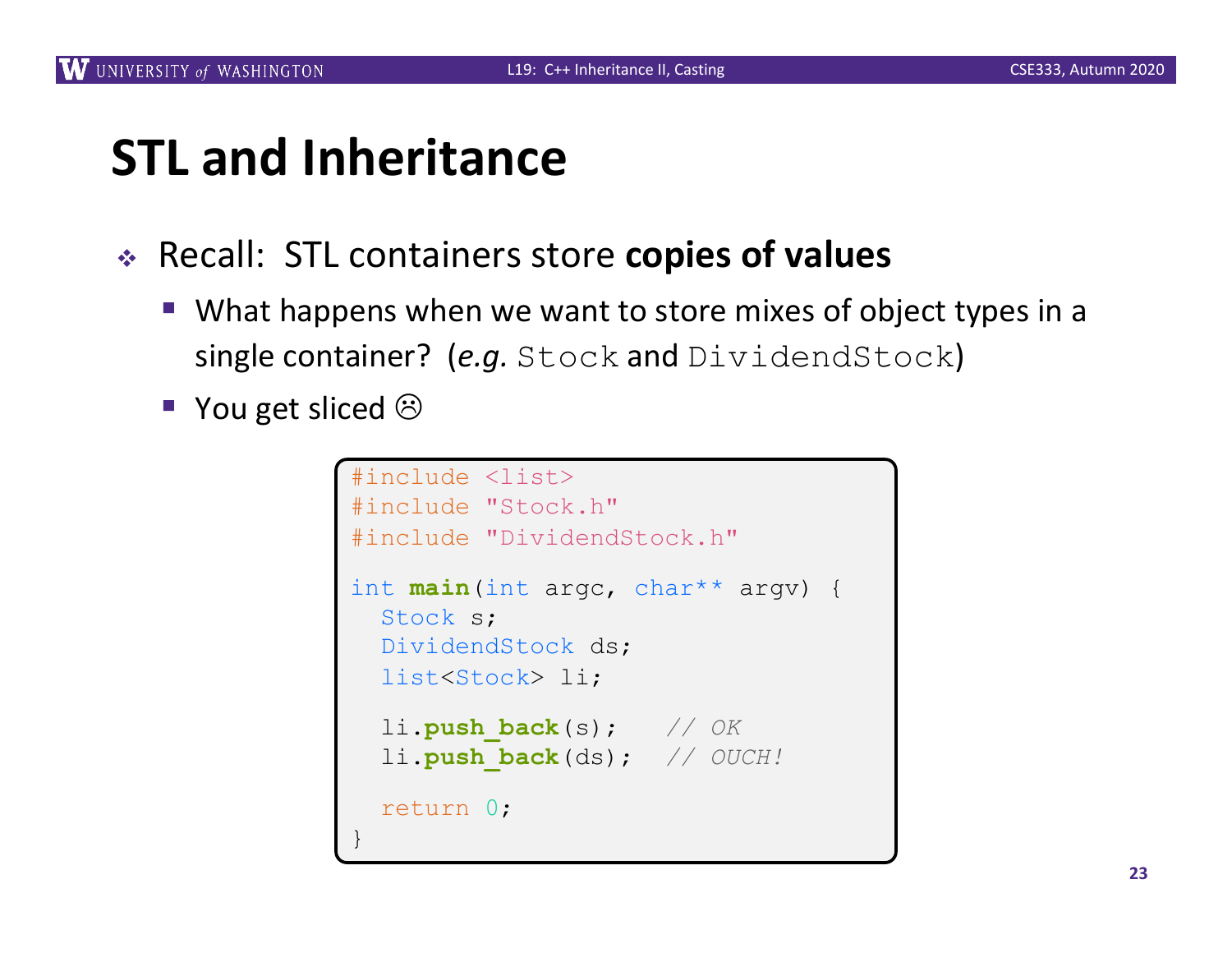# STL and Inheritance

- Recall: STL containers store **copies of values**
  - What happens when we want to store mixes of object types in a single container? (*e.g.* `Stock` and `DividendStock`)
  - You get sliced ☹

```
#include <list>
#include "Stock.h"
#include "DividendStock.h"

int main(int argc, char** argv) {
  Stock s;
  DividendStock ds;
  list<Stock> li;

  li.push_back(s);    // OK
  li.push_back(ds);   // OUCH!

  return 0;
}
```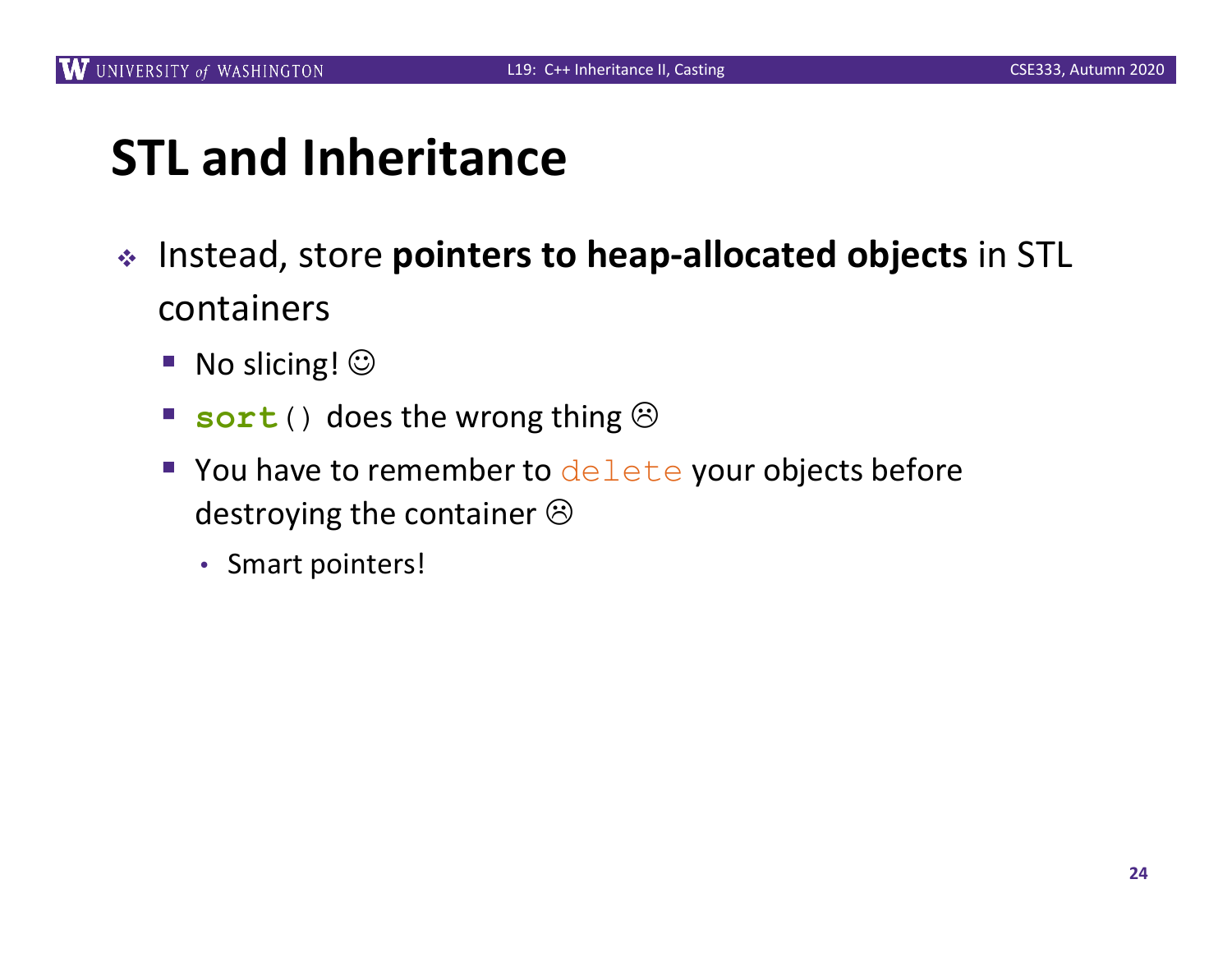# STL and Inheritance

- Instead, store **pointers to heap-allocated objects** in STL containers
  - No slicing! ☺
  - `sort()` does the wrong thing ☹
  - You have to remember to `delete` your objects before destroying the container ☹
    - Smart pointers!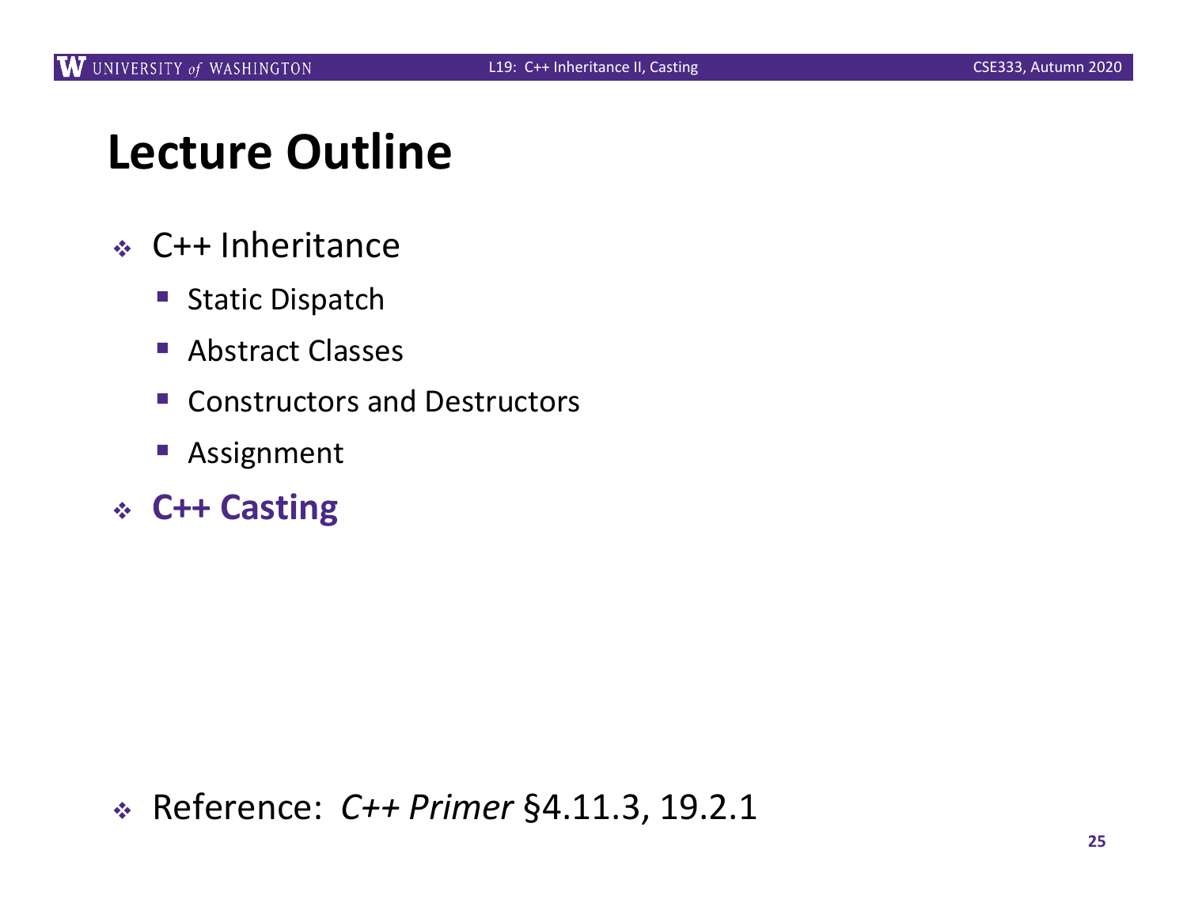# Lecture Outline

- C++ Inheritance
  - Static Dispatch
  - Abstract Classes
  - Constructors and Destructors
  - Assignment
- **C++ Casting**

- Reference: *C++ Primer* §4.11.3, 19.2.1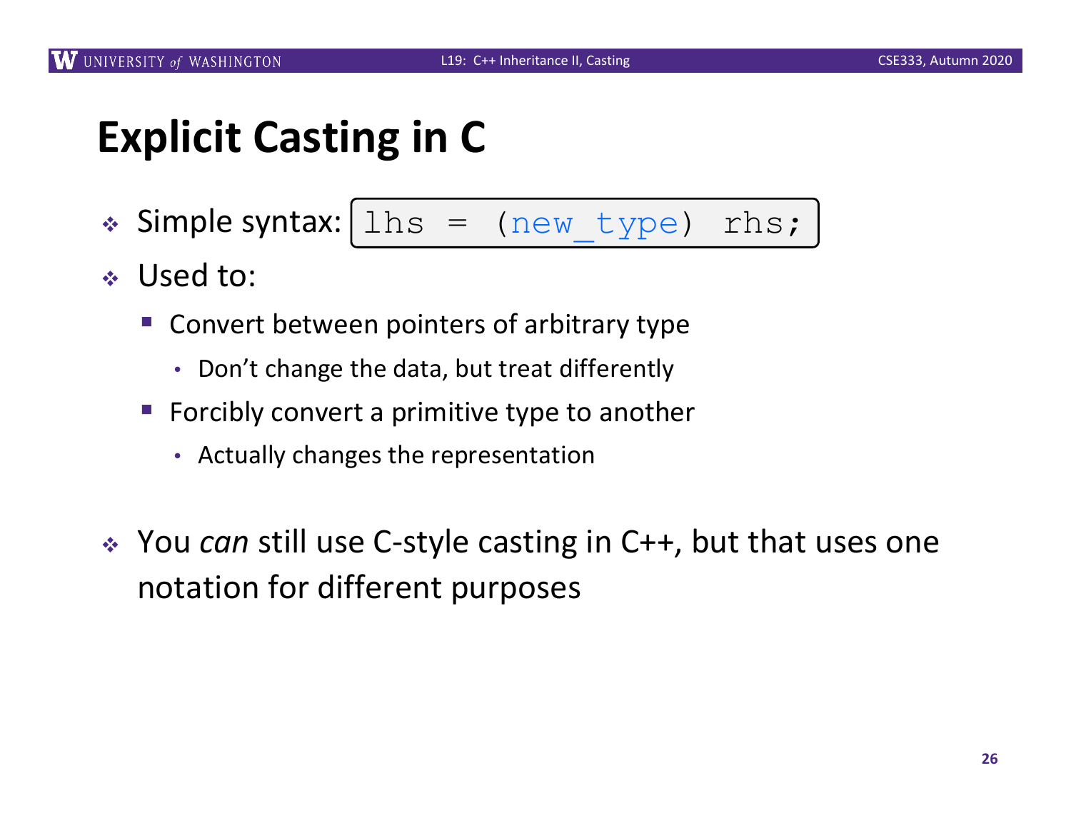# Explicit Casting in C

- Simple syntax: `lhs = (new_type) rhs;`
- Used to:
  - Convert between pointers of arbitrary type
    - Don’t change the data, but treat differently
  - Forcibly convert a primitive type to another
    - Actually changes the representation

- You *can* still use C-style casting in C++, but that uses one notation for different purposes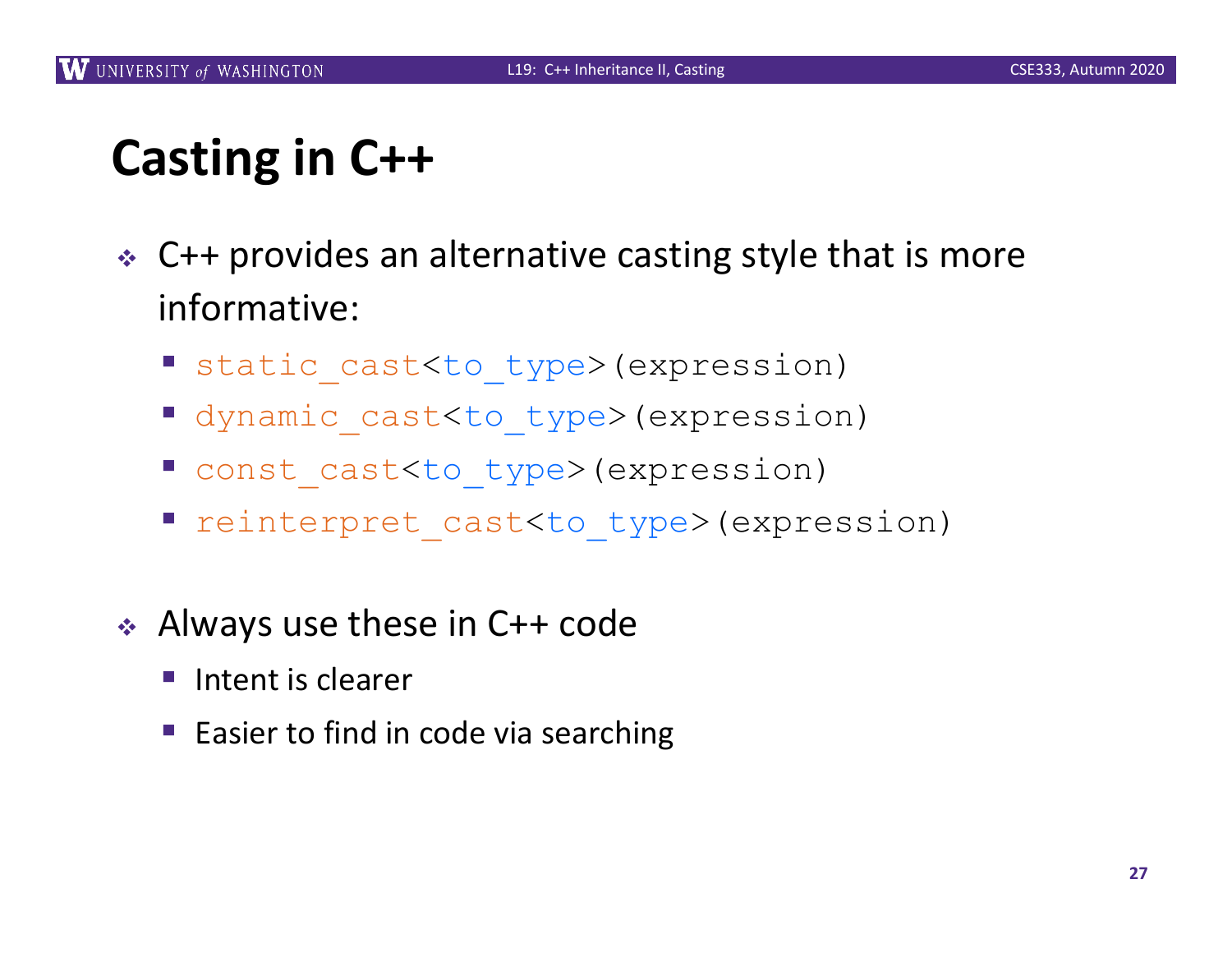# Casting in C++

- C++ provides an alternative casting style that is more informative:
  - `static_cast<to_type>(expression)`
  - `dynamic_cast<to_type>(expression)`
  - `const_cast<to_type>(expression)`
  - `reinterpret_cast<to_type>(expression)`

- Always use these in C++ code
  - Intent is clearer
  - Easier to find in code via searching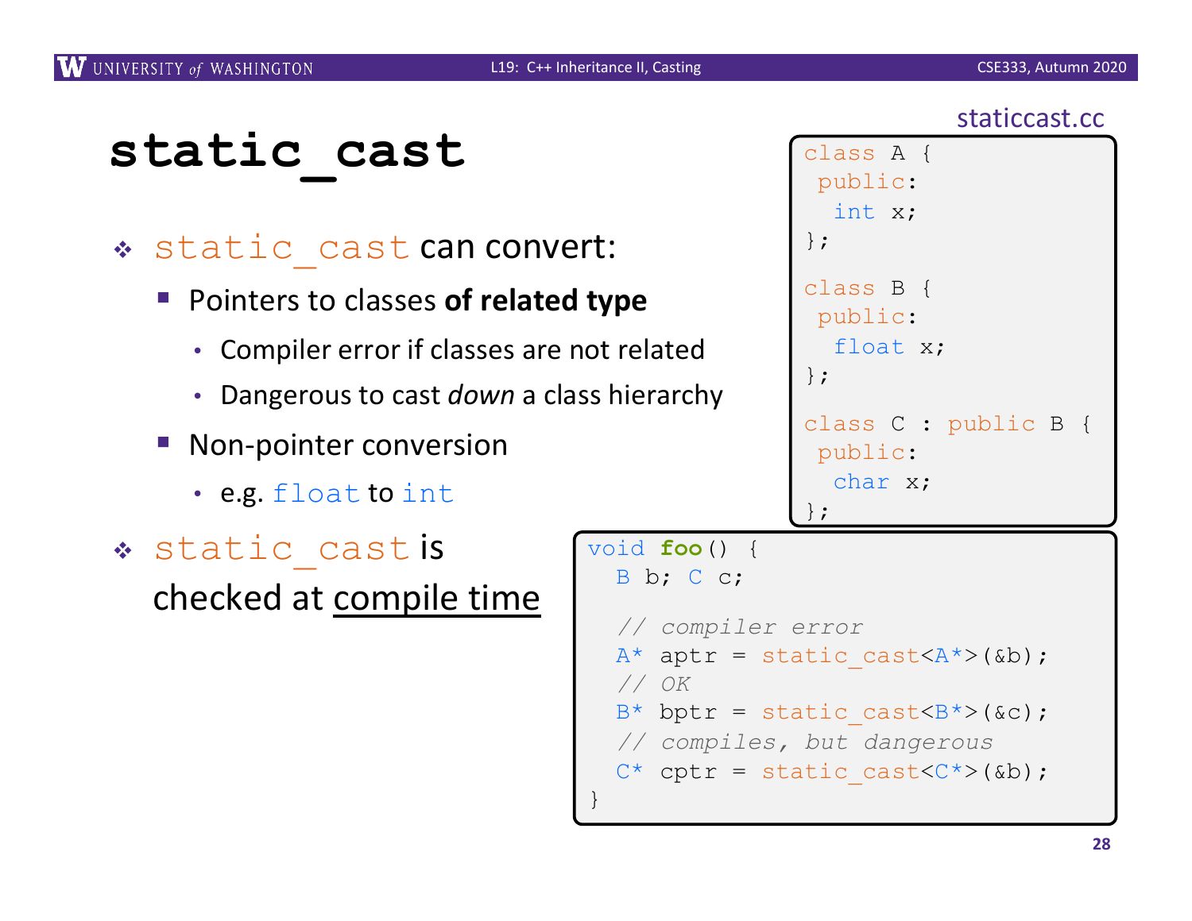# static_cast

- static_cast can convert:
  - Pointers to classes **of related type**
    - Compiler error if classes are not related
    - Dangerous to cast *down* a class hierarchy
  - Non-pointer conversion
    - e.g. float to int
- static_cast is checked at compile time

staticcast.cc

```
class A {
 public:
  int x;
};

class B {
 public:
  float x;
};

class C : public B {
 public:
  char x;
};
```

```
void foo() {
  B b; C c;

  // compiler error
  A* aptr = static_cast<A*>(&b);
  // OK
  B* bptr = static_cast<B*>(&c);
  // compiles, but dangerous
  C* cptr = static_cast<C*>(&b);
}
```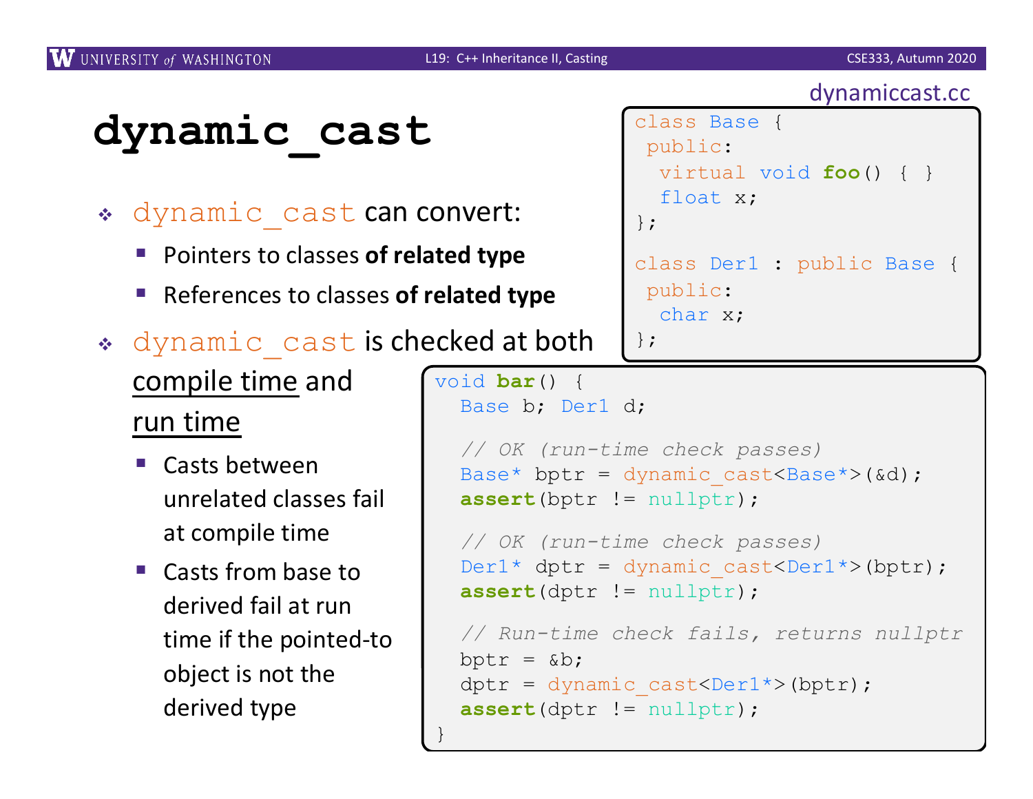# dynamic_cast

- `dynamic_cast` can convert:
  - Pointers to classes **of related type**
  - References to classes **of related type**
- `dynamic_cast` is checked at both compile time and run time
  - Casts between unrelated classes fail at compile time
  - Casts from base to derived fail at run time if the pointed-to object is not the derived type

dynamiccast.cc

```
class Base {
 public:
  virtual void foo() { }
  float x;
};

class Der1 : public Base {
 public:
  char x;
};
```

```
void bar() {
  Base b; Der1 d;

  // OK (run-time check passes)
  Base* bptr = dynamic_cast<Base*>(&d);
  assert(bptr != nullptr);

  // OK (run-time check passes)
  Der1* dptr = dynamic_cast<Der1*>(bptr);
  assert(dptr != nullptr);

  // Run-time check fails, returns nullptr
  bptr = &b;
  dptr = dynamic_cast<Der1*>(bptr);
  assert(dptr != nullptr);
}
```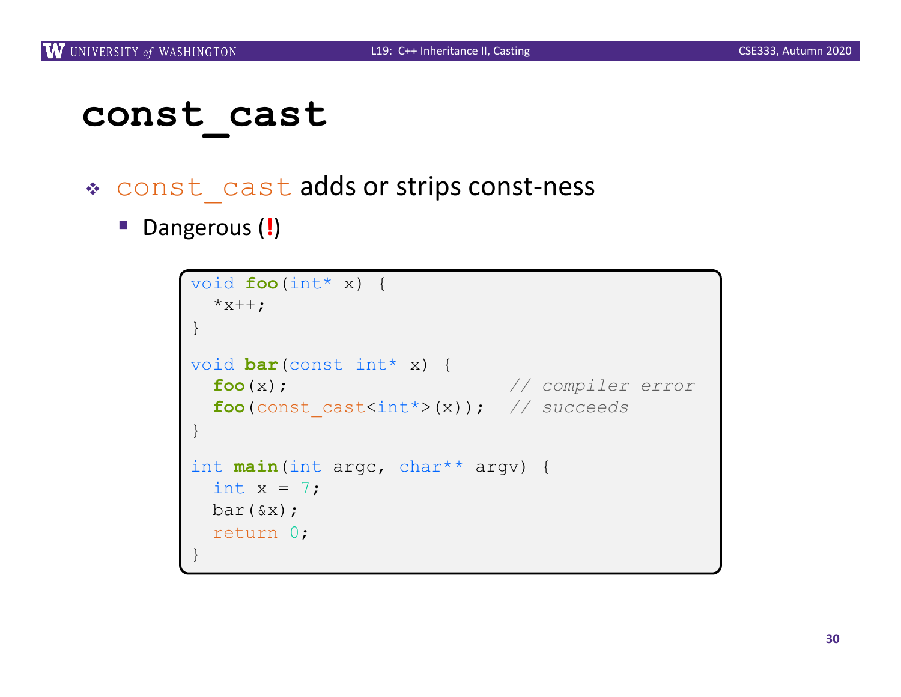# const_cast

- const_cast adds or strips const-ness
  - Dangerous (!)

```
void foo(int* x) {
  *x++;
}

void bar(const int* x) {
  foo(x);                      // compiler error
  foo(const_cast<int*>(x));   // succeeds
}

int main(int argc, char** argv) {
  int x = 7;
  bar(&x);
  return 0;
}
```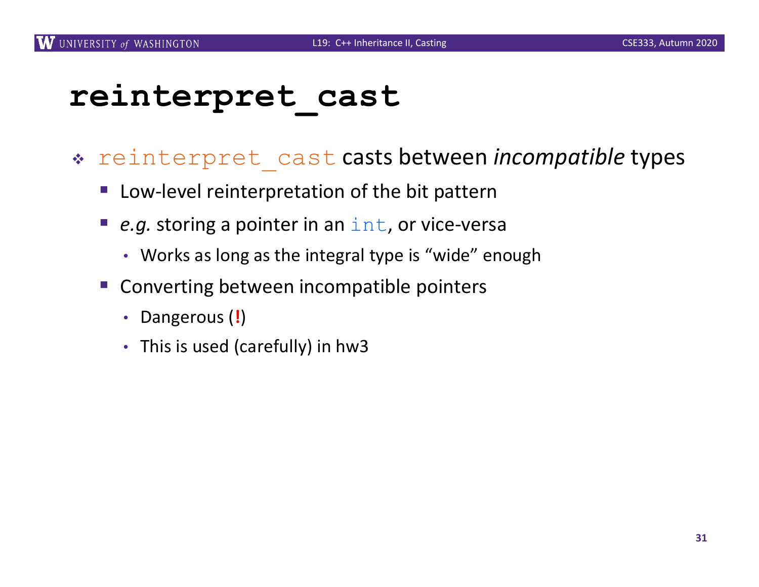# reinterpret_cast

- `reinterpret_cast` casts between *incompatible* types
  - Low-level reinterpretation of the bit pattern
  - *e.g.* storing a pointer in an `int`, or vice-versa
    - Works as long as the integral type is "wide" enough
  - Converting between incompatible pointers
    - Dangerous (!)
    - This is used (carefully) in hw3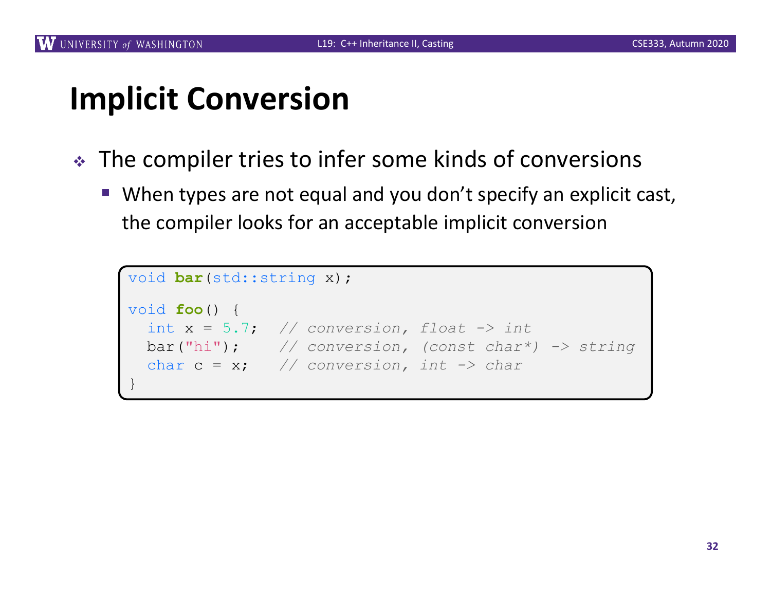# Implicit Conversion

- The compiler tries to infer some kinds of conversions
  - When types are not equal and you don't specify an explicit cast, the compiler looks for an acceptable implicit conversion

```
void bar(std::string x);

void foo() {
  int x = 5.7;  // conversion, float -> int
  bar("hi");    // conversion, (const char*) -> string
  char c = x;   // conversion, int -> char
}
```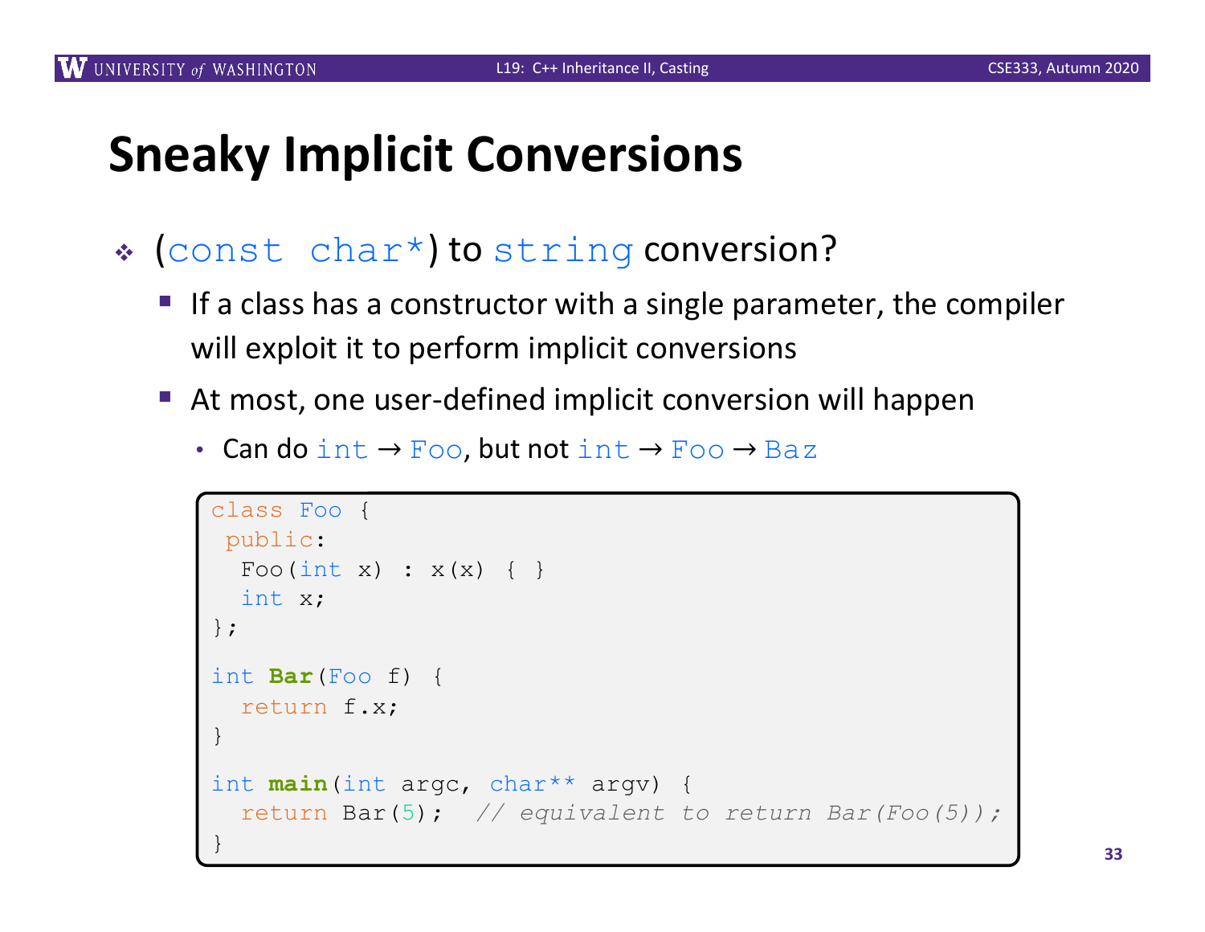# Sneaky Implicit Conversions

- (`const char*`) to `string` conversion?
  - If a class has a constructor with a single parameter, the compiler will exploit it to perform implicit conversions
  - At most, one user-defined implicit conversion will happen
    - Can do `int` → `Foo`, but not `int` → `Foo` → `Baz`

```
class Foo {
 public:
  Foo(int x) : x(x) { }
  int x;
};

int Bar(Foo f) {
  return f.x;
}

int main(int argc, char** argv) {
  return Bar(5);  // equivalent to return Bar(Foo(5));
}
```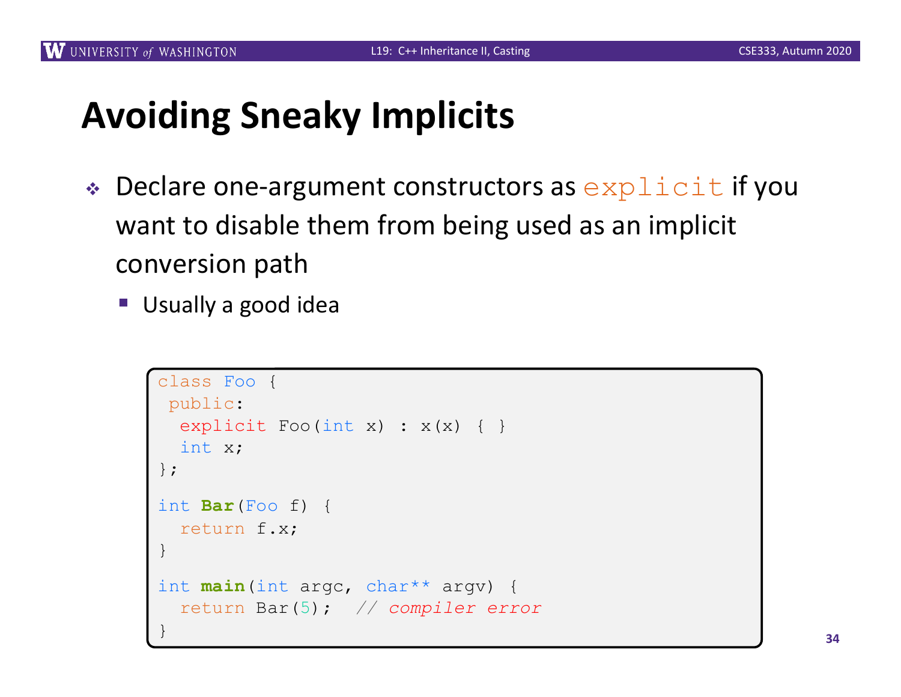# Avoiding Sneaky Implicits

- Declare one-argument constructors as `explicit` if you want to disable them from being used as an implicit conversion path
  - Usually a good idea

```
class Foo {
 public:
  explicit Foo(int x) : x(x) { }
  int x;
};

int Bar(Foo f) {
  return f.x;
}

int main(int argc, char** argv) {
  return Bar(5);  // compiler error
}
```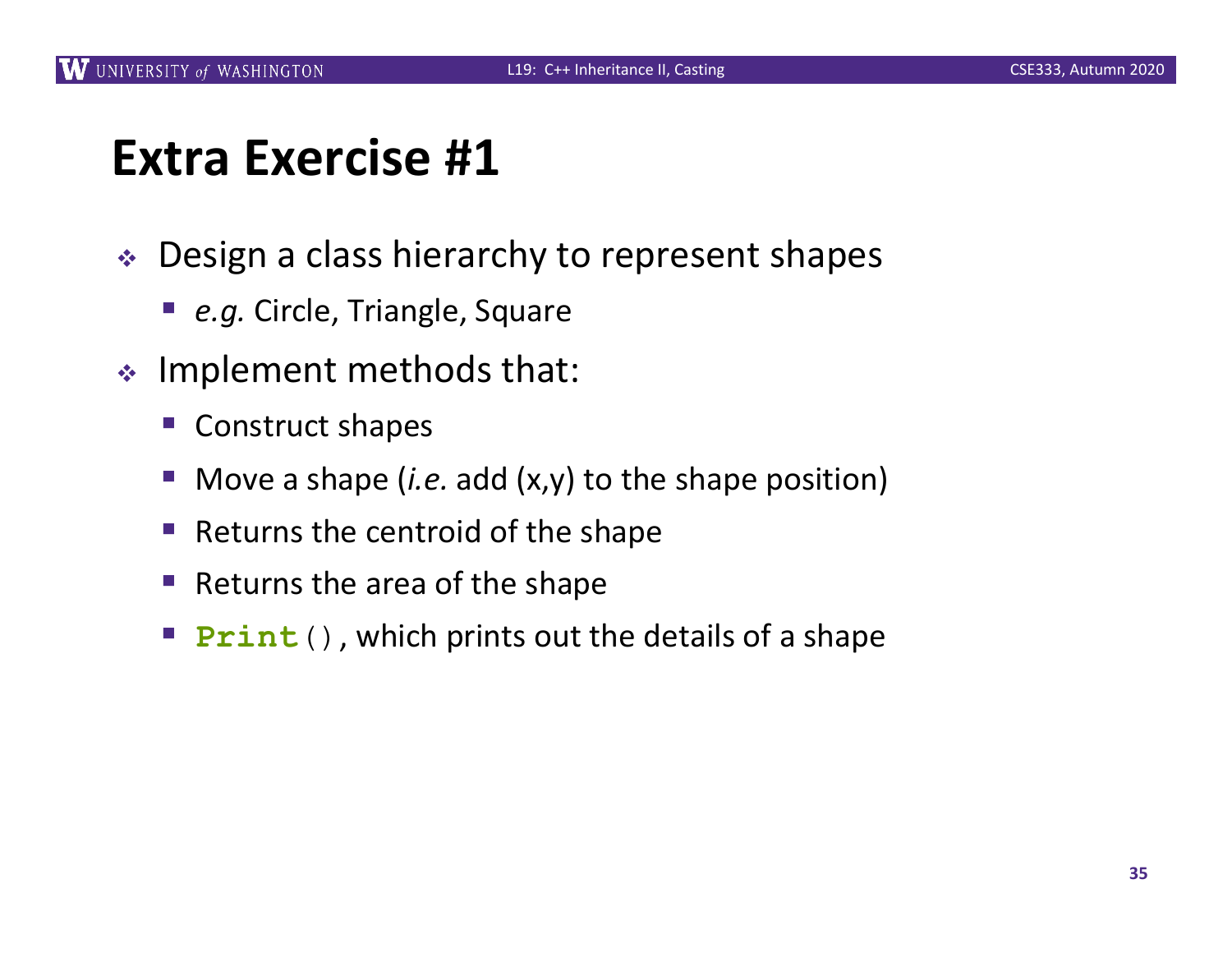# Extra Exercise #1

- Design a class hierarchy to represent shapes
  - *e.g.* Circle, Triangle, Square
- Implement methods that:
  - Construct shapes
  - Move a shape (*i.e.* add (x,y) to the shape position)
  - Returns the centroid of the shape
  - Returns the area of the shape
  - `Print()`, which prints out the details of a shape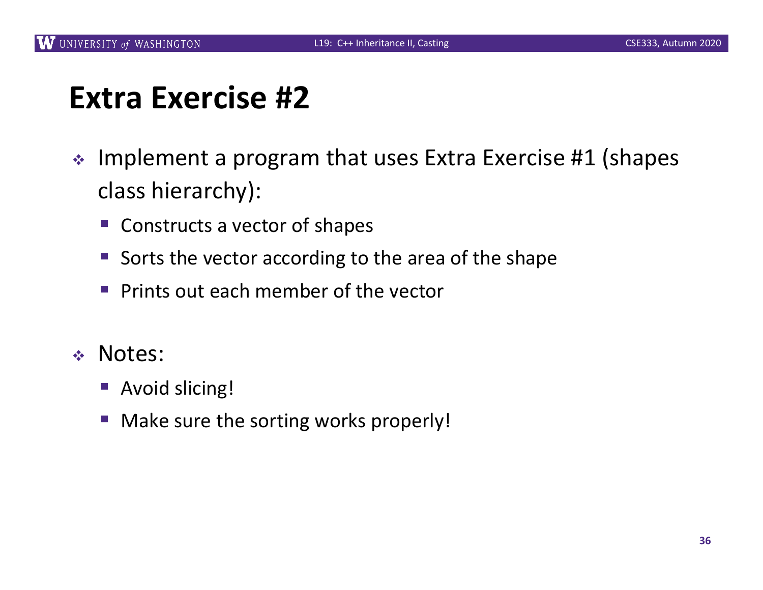# Extra Exercise #2

- Implement a program that uses Extra Exercise #1 (shapes class hierarchy):
  - Constructs a vector of shapes
  - Sorts the vector according to the area of the shape
  - Prints out each member of the vector

- Notes:
  - Avoid slicing!
  - Make sure the sorting works properly!